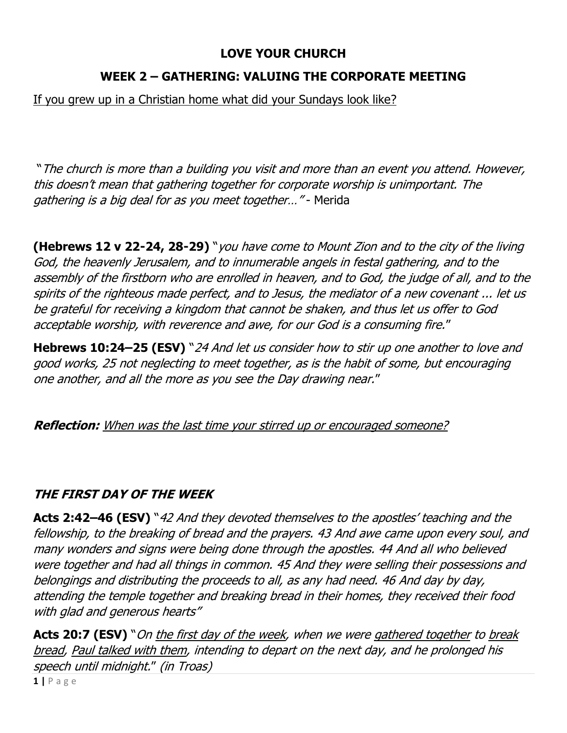# LOVE YOUR CHURCH

## WEEK 2 – GATHERING: VALUING THE CORPORATE MEETING

<u>If you grew up in a Christian home what did your Sundays look like?</u>

"*The church is more than a building you visit and more than an event you attend. However, this doesn't mean that gathering together for corporate worship is unimportant. The gathering is a big deal for as you meet together…"* - Merida

**(Hebrews 12 v 22-24, 28-29)** "*you have come to Mount Zion and to the city of the living God, the heavenly Jerusalem, and to innumerable angels in festal gathering, and to the assembly of the firstborn who are enrolled in heaven, and to God, the judge of all, and to the spirits of the righteous made perfect, and to Jesus, the mediator of a new covenant ... let us be grateful for receiving a kingdom that cannot be shaken, and thus let us offer to God acceptable worship, with reverence and awe, for our God is a consuming fire.*"

**Hebrews 10:24–25 (ESV)** "*24 And let us consider how to stir up one another to love and good works, 25 not neglecting to meet together, as is the habit of some, but encouraging one another, and all the more as you see the Day drawing near.*"

***Reflection:*** <u>When was the last time your stirred up or encouraged someone?</u>

### *THE FIRST DAY OF THE WEEK*

**Acts 2:42–46 (ESV)** "*42 And they devoted themselves to the apostles' teaching and the fellowship, to the breaking of bread and the prayers. 43 And awe came upon every soul, and many wonders and signs were being done through the apostles. 44 And all who believed were together and had all things in common. 45 And they were selling their possessions and belongings and distributing the proceeds to all, as any had need. 46 And day by day, attending the temple together and breaking bread in their homes, they received their food with glad and generous hearts"*

**Acts 20:7 (ESV)** "*On <u>the first day of the week</u>, when we were <u>gathered together</u> to <u>break bread</u>, <u>Paul talked with them</u>, intending to depart on the next day, and he prolonged his speech until midnight.*" *(in Troas)*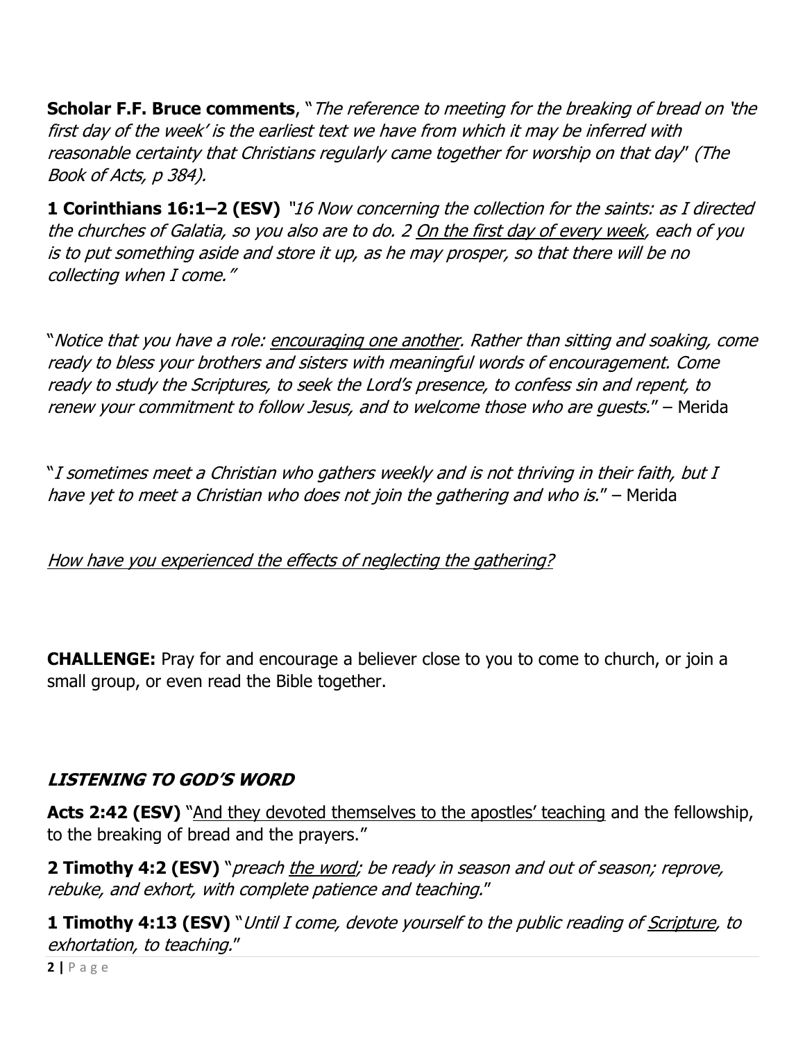**Scholar F.F. Bruce comments**, "*The reference to meeting for the breaking of bread on 'the first day of the week' is the earliest text we have from which it may be inferred with reasonable certainty that Christians regularly came together for worship on that day*" *(The Book of Acts, p 384).*

**1 Corinthians 16:1–2 (ESV)** *"16 Now concerning the collection for the saints: as I directed the churches of Galatia, so you also are to do. 2 <u>On the first day of every week</u>, each of you is to put something aside and store it up, as he may prosper, so that there will be no collecting when I come."*

"*Notice that you have a role: <u>encouraging one another</u>. Rather than sitting and soaking, come ready to bless your brothers and sisters with meaningful words of encouragement. Come ready to study the Scriptures, to seek the Lord's presence, to confess sin and repent, to renew your commitment to follow Jesus, and to welcome those who are guests.*" – Merida

"*I sometimes meet a Christian who gathers weekly and is not thriving in their faith, but I have yet to meet a Christian who does not join the gathering and who is.*" – Merida

*<u>How have you experienced the effects of neglecting the gathering?</u>*

**CHALLENGE:** Pray for and encourage a believer close to you to come to church, or join a small group, or even read the Bible together.

## *LISTENING TO GOD'S WORD*

**Acts 2:42 (ESV)** "<u>And they devoted themselves to the apostles' teaching</u> and the fellowship, to the breaking of bread and the prayers."

**2 Timothy 4:2 (ESV)** "*preach <u>the word</u>; be ready in season and out of season; reprove, rebuke, and exhort, with complete patience and teaching.*"

**1 Timothy 4:13 (ESV)** "*Until I come, devote yourself to the public reading of <u>Scripture</u>, to exhortation, to teaching.*"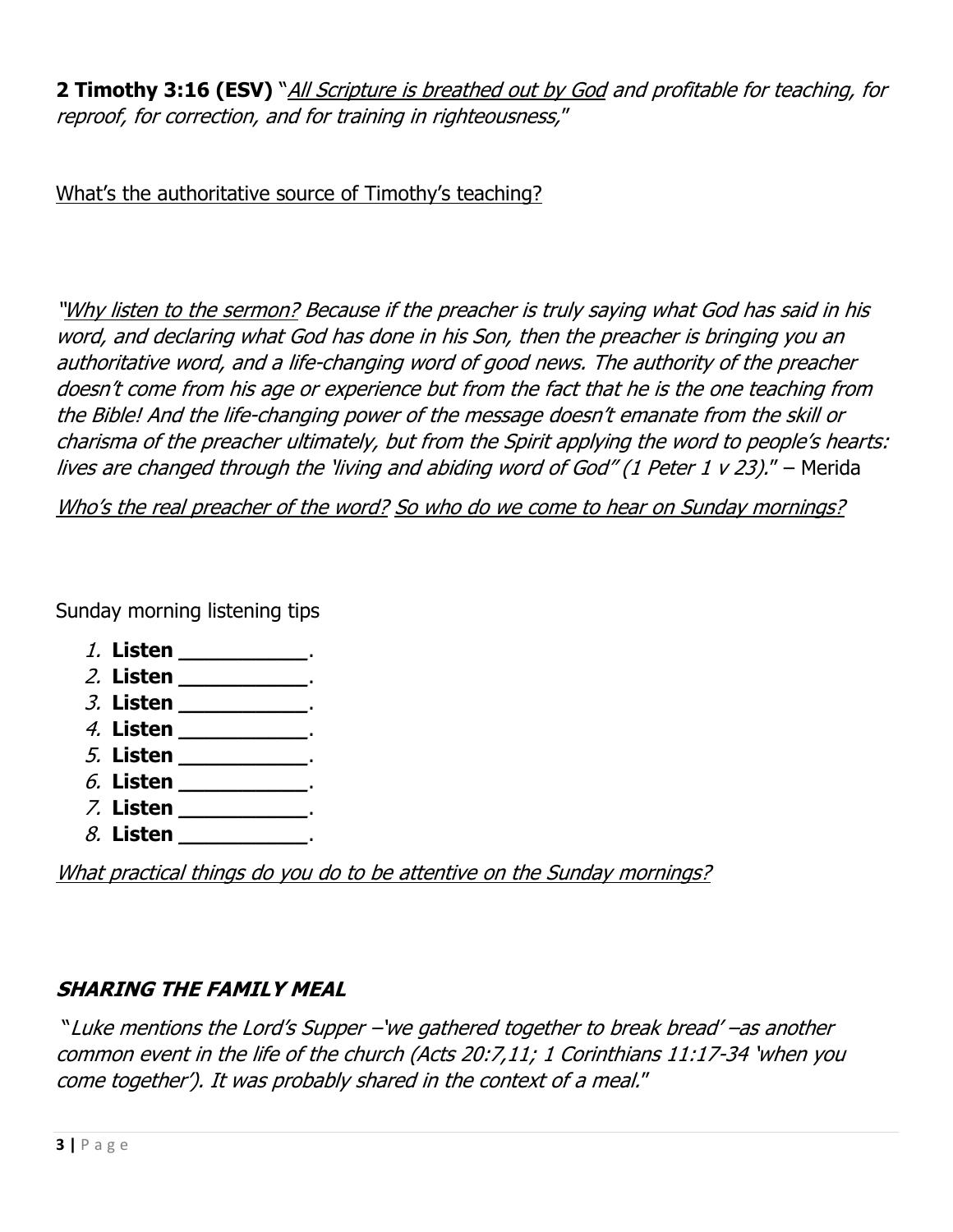**2 Timothy 3:16 (ESV)** "<u>*All Scripture is breathed out by God*</u> *and profitable for teaching, for reproof, for correction, and for training in righteousness,*"

<u>What's the authoritative source of Timothy's teaching?</u>

"<u>*Why listen to the sermon?*</u> *Because if the preacher is truly saying what God has said in his word, and declaring what God has done in his Son, then the preacher is bringing you an authoritative word, and a life-changing word of good news. The authority of the preacher doesn't come from his age or experience but from the fact that he is the one teaching from the Bible! And the life-changing power of the message doesn't emanate from the skill or charisma of the preacher ultimately, but from the Spirit applying the word to people's hearts: lives are changed through the 'living and abiding word of God" (1 Peter 1 v 23).*" – Merida

<u>*Who's the real preacher of the word?*</u> <u>*So who do we come to hear on Sunday mornings?*</u>

Sunday morning listening tips

1. **Listen ___________.**
2. **Listen ___________.**
3. **Listen ___________.**
4. **Listen ___________.**
5. **Listen ___________.**
6. **Listen ___________.**
7. **Listen ___________.**
8. **Listen ___________.**

<u>*What practical things do you do to be attentive on the Sunday mornings?*</u>

## ***SHARING THE FAMILY MEAL***

"*Luke mentions the Lord's Supper –'we gathered together to break bread' –as another common event in the life of the church (Acts 20:7,11; 1 Corinthians 11:17-34 'when you come together'). It was probably shared in the context of a meal.*"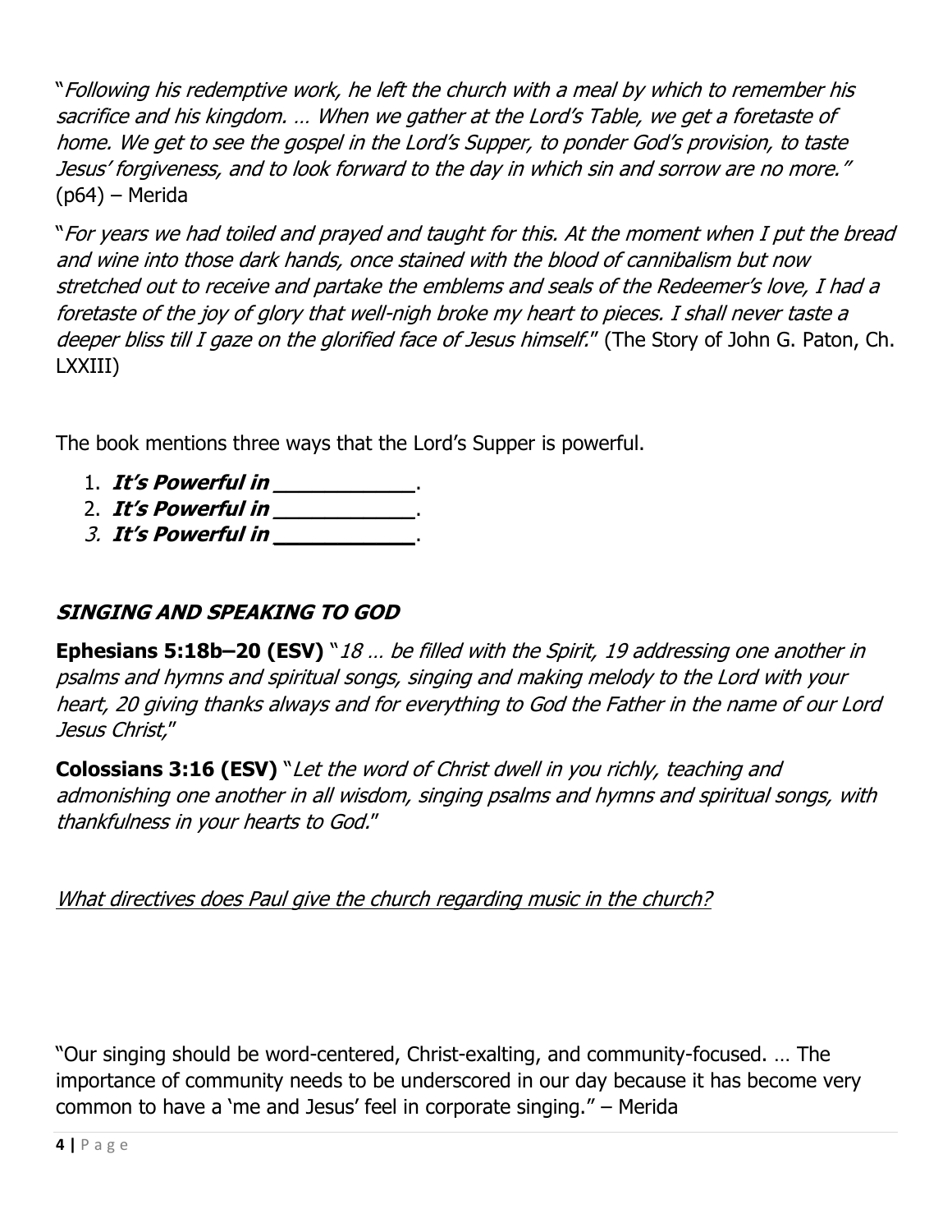"*Following his redemptive work, he left the church with a meal by which to remember his sacrifice and his kingdom. … When we gather at the Lord's Table, we get a foretaste of home. We get to see the gospel in the Lord's Supper, to ponder God's provision, to taste Jesus' forgiveness, and to look forward to the day in which sin and sorrow are no more.*" (p64) – Merida

"*For years we had toiled and prayed and taught for this. At the moment when I put the bread and wine into those dark hands, once stained with the blood of cannibalism but now stretched out to receive and partake the emblems and seals of the Redeemer's love, I had a foretaste of the joy of glory that well-nigh broke my heart to pieces. I shall never taste a deeper bliss till I gaze on the glorified face of Jesus himself.*" (The Story of John G. Paton, Ch. LXXIII)

The book mentions three ways that the Lord's Supper is powerful.

1. ***It's Powerful in \_\_\_\_\_\_\_\_\_\_\_\_***.
2. ***It's Powerful in \_\_\_\_\_\_\_\_\_\_\_\_***.
3. ***It's Powerful in \_\_\_\_\_\_\_\_\_\_\_\_***.

## *SINGING AND SPEAKING TO GOD*

**Ephesians 5:18b–20 (ESV)** "*18 … be filled with the Spirit, 19 addressing one another in psalms and hymns and spiritual songs, singing and making melody to the Lord with your heart, 20 giving thanks always and for everything to God the Father in the name of our Lord Jesus Christ,*"

**Colossians 3:16 (ESV)** "*Let the word of Christ dwell in you richly, teaching and admonishing one another in all wisdom, singing psalms and hymns and spiritual songs, with thankfulness in your hearts to God.*"

<u>*What directives does Paul give the church regarding music in the church?*</u>

"Our singing should be word-centered, Christ-exalting, and community-focused. … The importance of community needs to be underscored in our day because it has become very common to have a 'me and Jesus' feel in corporate singing." – Merida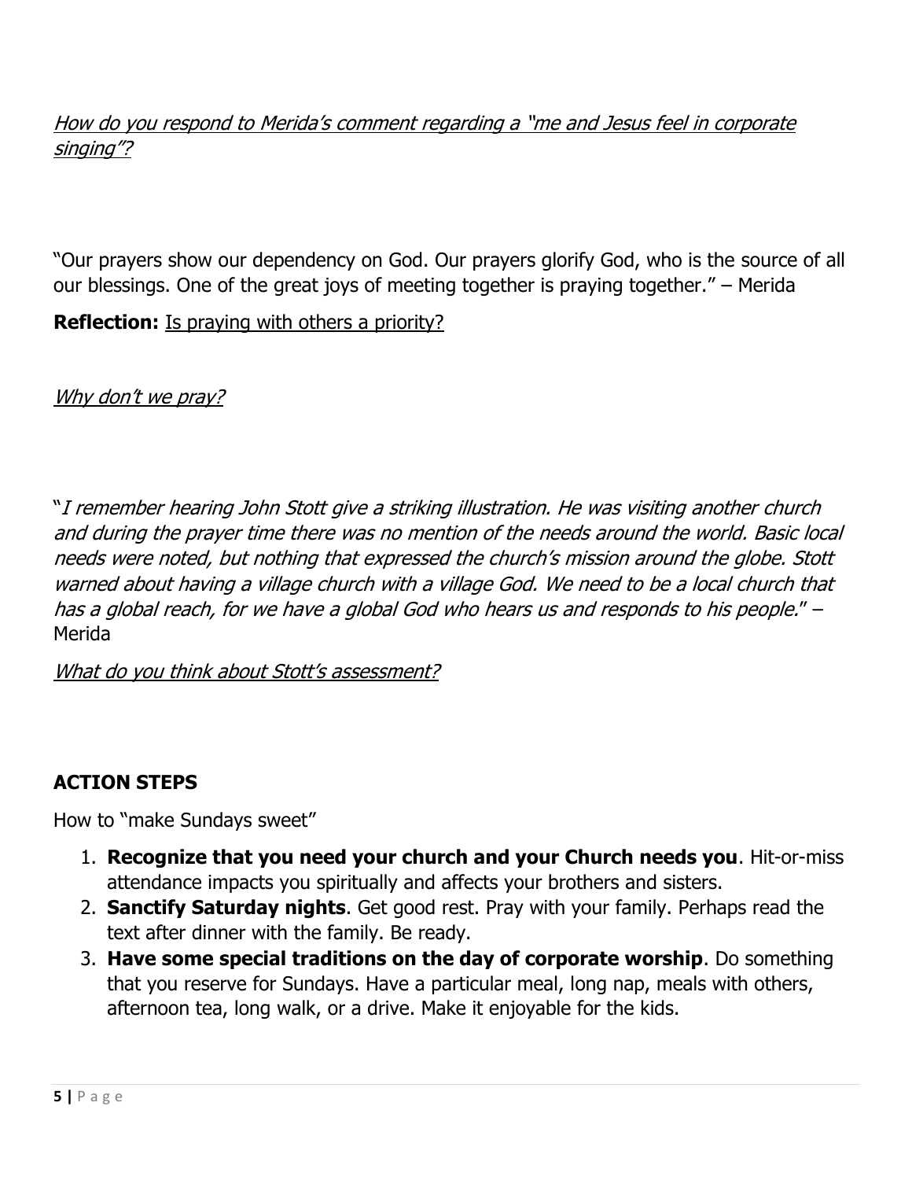*<u>How do you respond to Merida's comment regarding a "me and Jesus feel in corporate singing"?</u>*

"Our prayers show our dependency on God. Our prayers glorify God, who is the source of all our blessings. One of the great joys of meeting together is praying together." – Merida

**Reflection:** <u>Is praying with others a priority?</u>

*<u>Why don't we pray?</u>*

"*I remember hearing John Stott give a striking illustration. He was visiting another church and during the prayer time there was no mention of the needs around the world. Basic local needs were noted, but nothing that expressed the church's mission around the globe. Stott warned about having a village church with a village God. We need to be a local church that has a global reach, for we have a global God who hears us and responds to his people.*" – Merida

*<u>What do you think about Stott's assessment?</u>*

**ACTION STEPS**

How to "make Sundays sweet"

1. **Recognize that you need your church and your Church needs you**. Hit-or-miss attendance impacts you spiritually and affects your brothers and sisters.
2. **Sanctify Saturday nights**. Get good rest. Pray with your family. Perhaps read the text after dinner with the family. Be ready.
3. **Have some special traditions on the day of corporate worship**. Do something that you reserve for Sundays. Have a particular meal, long nap, meals with others, afternoon tea, long walk, or a drive. Make it enjoyable for the kids.